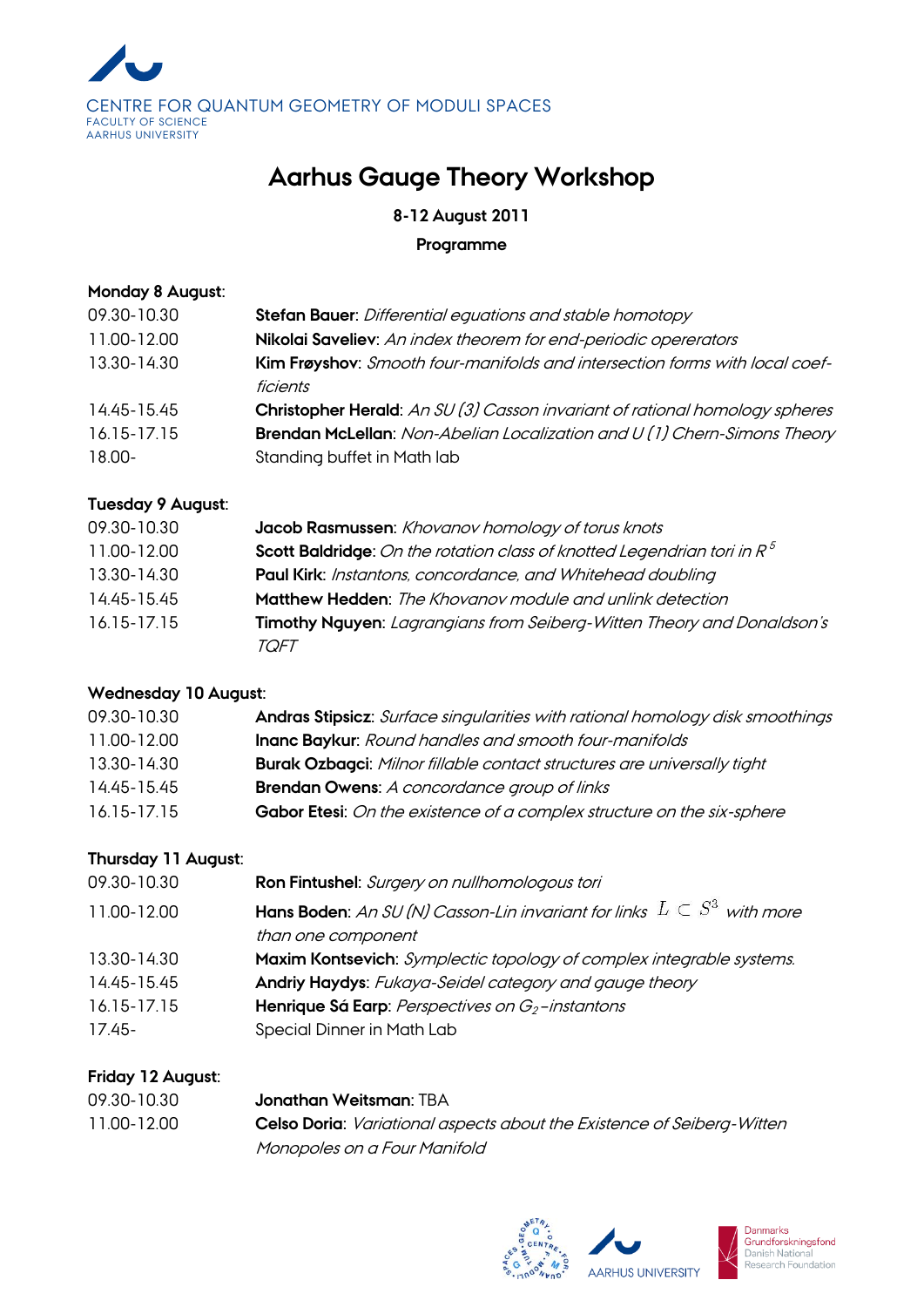CENTRE FOR QUANTUM GEOMETRY OF MODULI SPACES
FACULTY OF SCIENCE
AARHUS UNIVERSITY

# Aarhus Gauge Theory Workshop

**8-12 August 2011**

**Programme**

**Monday 8 August:**

| | |
|---|---|
| 09.30-10.30 | **Stefan Bauer**: *Differential equations and stable homotopy* |
| 11.00-12.00 | **Nikolai Saveliev**: *An index theorem for end-periodic operators* |
| 13.30-14.30 | **Kim Frøyshov**: *Smooth four-manifolds and intersection forms with local coefficients* |
| 14.45-15.45 | **Christopher Herald**: *An SU (3) Casson invariant of rational homology spheres* |
| 16.15-17.15 | **Brendan McLellan**: *Non-Abelian Localization and U (1) Chern-Simons Theory* |
| 18.00- | Standing buffet in Math lab |

**Tuesday 9 August:**

| | |
|---|---|
| 09.30-10.30 | **Jacob Rasmussen**: *Khovanov homology of torus knots* |
| 11.00-12.00 | **Scott Baldridge**: *On the rotation class of knotted Legendrian tori in* $R^5$ |
| 13.30-14.30 | **Paul Kirk**: *Instantons, concordance, and Whitehead doubling* |
| 14.45-15.45 | **Matthew Hedden**: *The Khovanov module and unlink detection* |
| 16.15-17.15 | **Timothy Nguyen**: *Lagrangians from Seiberg-Witten Theory and Donaldson's TQFT* |

**Wednesday 10 August:**

| | |
|---|---|
| 09.30-10.30 | **Andras Stipsicz**: *Surface singularities with rational homology disk smoothings* |
| 11.00-12.00 | **Inanc Baykur**: *Round handles and smooth four-manifolds* |
| 13.30-14.30 | **Burak Ozbagci**: *Milnor fillable contact structures are universally tight* |
| 14.45-15.45 | **Brendan Owens**: *A concordance group of links* |
| 16.15-17.15 | **Gabor Etesi**: *On the existence of a complex structure on the six-sphere* |

**Thursday 11 August:**

| | |
|---|---|
| 09.30-10.30 | **Ron Fintushel**: *Surgery on nullhomologous tori* |
| 11.00-12.00 | **Hans Boden**: *An SU (N) Casson-Lin invariant for links* $L \subset S^3$ *with more than one component* |
| 13.30-14.30 | **Maxim Kontsevich**: *Symplectic topology of complex integrable systems.* |
| 14.45-15.45 | **Andriy Haydys**: *Fukaya-Seidel category and gauge theory* |
| 16.15-17.15 | **Henrique Sá Earp**: *Perspectives on* $G_2$*-instantons* |
| 17.45- | Special Dinner in Math Lab |

**Friday 12 August:**

| | |
|---|---|
| 09.30-10.30 | **Jonathan Weitsman**: TBA |
| 11.00-12.00 | **Celso Doria**: *Variational aspects about the Existence of Seiberg-Witten Monopoles on a Four Manifold* |

AARHUS UNIVERSITY

Danmarks Grundforskningsfond
Danish National Research Foundation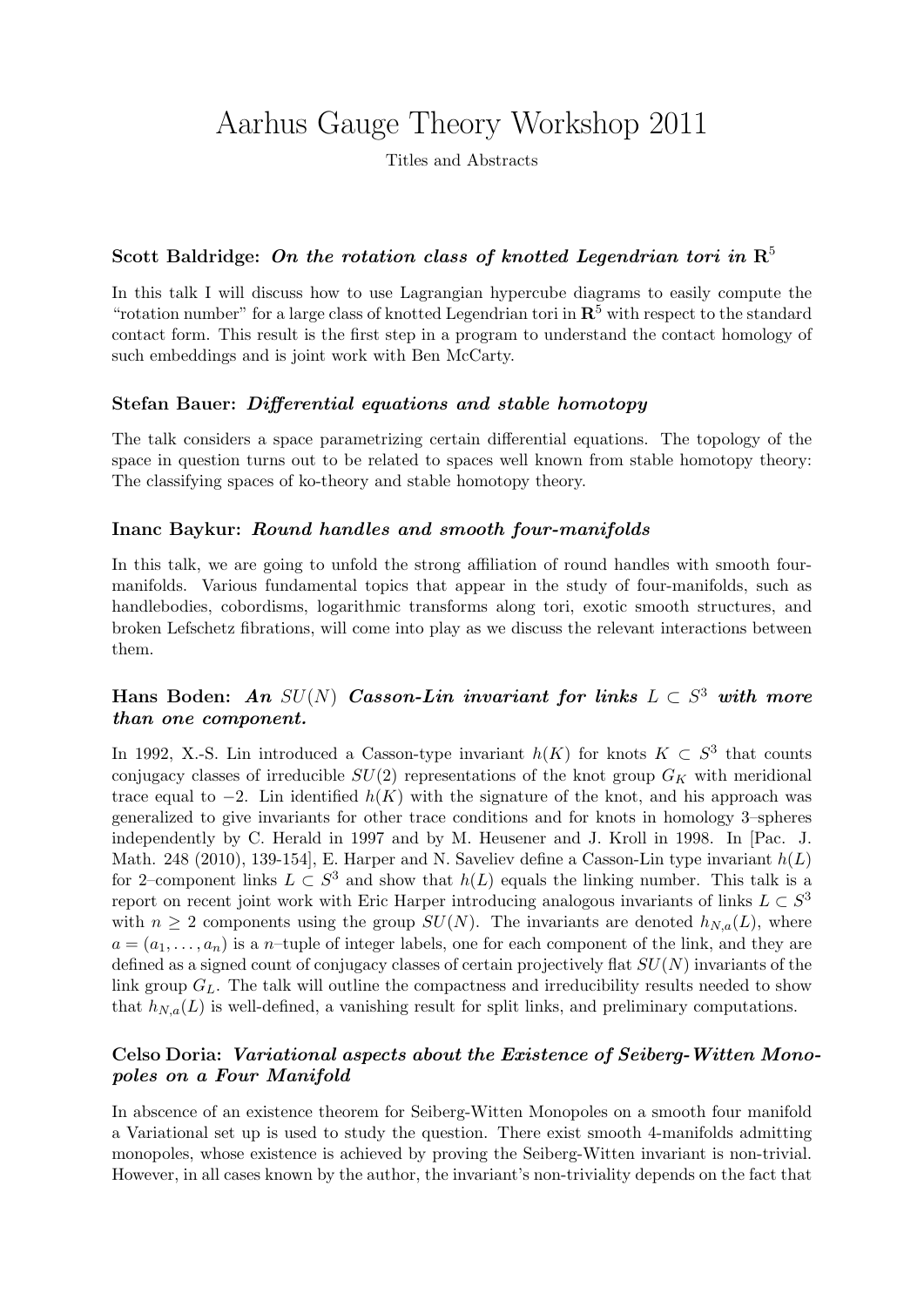# Aarhus Gauge Theory Workshop 2011

Titles and Abstracts

### Scott Baldridge: *On the rotation class of knotted Legendrian tori in* $\mathbf{R}^5$

In this talk I will discuss how to use Lagrangian hypercube diagrams to easily compute the "rotation number" for a large class of knotted Legendrian tori in $\mathbf{R}^5$ with respect to the standard contact form. This result is the first step in a program to understand the contact homology of such embeddings and is joint work with Ben McCarty.

### Stefan Bauer: *Differential equations and stable homotopy*

The talk considers a space parametrizing certain differential equations. The topology of the space in question turns out to be related to spaces well known from stable homotopy theory: The classifying spaces of ko-theory and stable homotopy theory.

### Inanc Baykur: *Round handles and smooth four-manifolds*

In this talk, we are going to unfold the strong affiliation of round handles with smooth four-manifolds. Various fundamental topics that appear in the study of four-manifolds, such as handlebodies, cobordisms, logarithmic transforms along tori, exotic smooth structures, and broken Lefschetz fibrations, will come into play as we discuss the relevant interactions between them.

### Hans Boden: *An* $SU(N)$ *Casson-Lin invariant for links* $L \subset S^3$ *with more than one component.*

In 1992, X.-S. Lin introduced a Casson-type invariant $h(K)$ for knots $K \subset S^3$ that counts conjugacy classes of irreducible $SU(2)$ representations of the knot group $G_K$ with meridional trace equal to $-2$. Lin identified $h(K)$ with the signature of the knot, and his approach was generalized to give invariants for other trace conditions and for knots in homology 3–spheres independently by C. Herald in 1997 and by M. Heusener and J. Kroll in 1998. In [Pac. J. Math. 248 (2010), 139-154], E. Harper and N. Saveliev define a Casson-Lin type invariant $h(L)$ for 2–component links $L \subset S^3$ and show that $h(L)$ equals the linking number. This talk is a report on recent joint work with Eric Harper introducing analogous invariants of links $L \subset S^3$ with $n \geq 2$ components using the group $SU(N)$. The invariants are denoted $h_{N,a}(L)$, where $a = (a_1, \ldots, a_n)$ is a $n$–tuple of integer labels, one for each component of the link, and they are defined as a signed count of conjugacy classes of certain projectively flat $SU(N)$ invariants of the link group $G_L$. The talk will outline the compactness and irreducibility results needed to show that $h_{N,a}(L)$ is well-defined, a vanishing result for split links, and preliminary computations.

### Celso Doria: *Variational aspects about the Existence of Seiberg-Witten Monopoles on a Four Manifold*

In abscence of an existence theorem for Seiberg-Witten Monopoles on a smooth four manifold a Variational set up is used to study the question. There exist smooth 4-manifolds admitting monopoles, whose existence is achieved by proving the Seiberg-Witten invariant is non-trivial. However, in all cases known by the author, the invariant's non-triviality depends on the fact that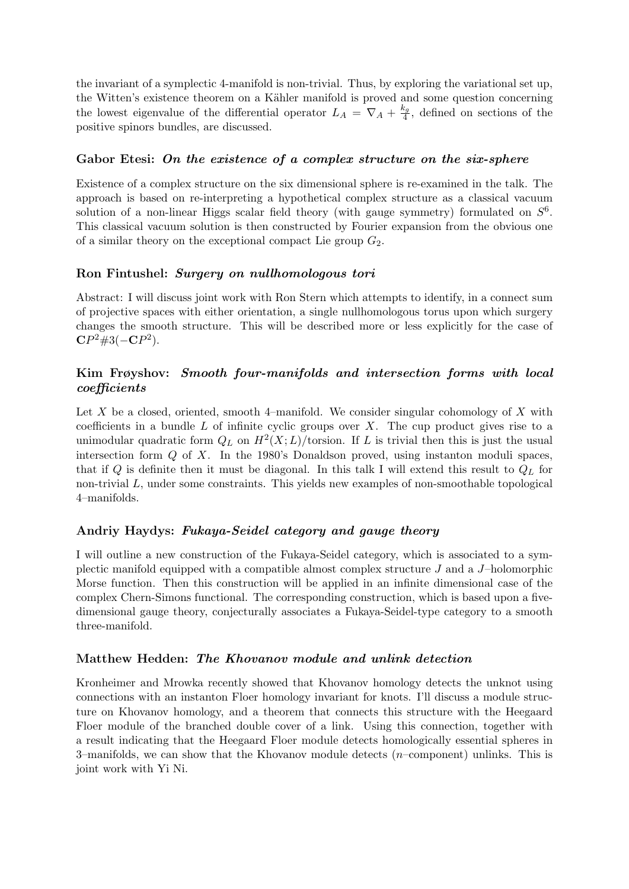the invariant of a symplectic 4-manifold is non-trivial. Thus, by exploring the variational set up, the Witten's existence theorem on a Kähler manifold is proved and some question concerning the lowest eigenvalue of the differential operator $L_A = \nabla_A + \frac{k_g}{4}$, defined on sections of the positive spinors bundles, are discussed.

### Gabor Etesi: *On the existence of a complex structure on the six-sphere*

Existence of a complex structure on the six dimensional sphere is re-examined in the talk. The approach is based on re-interpreting a hypothetical complex structure as a classical vacuum solution of a non-linear Higgs scalar field theory (with gauge symmetry) formulated on $S^6$. This classical vacuum solution is then constructed by Fourier expansion from the obvious one of a similar theory on the exceptional compact Lie group $G_2$.

### Ron Fintushel: *Surgery on nullhomologous tori*

Abstract: I will discuss joint work with Ron Stern which attempts to identify, in a connect sum of projective spaces with either orientation, a single nullhomologous torus upon which surgery changes the smooth structure. This will be described more or less explicitly for the case of $\mathbf{C}P^2\#3(-\mathbf{C}P^2)$.

### Kim Frøyshov: *Smooth four-manifolds and intersection forms with local coefficients*

Let $X$ be a closed, oriented, smooth 4–manifold. We consider singular cohomology of $X$ with coefficients in a bundle $L$ of infinite cyclic groups over $X$. The cup product gives rise to a unimodular quadratic form $Q_L$ on $H^2(X; L)/\text{torsion}$. If $L$ is trivial then this is just the usual intersection form $Q$ of $X$. In the 1980's Donaldson proved, using instanton moduli spaces, that if $Q$ is definite then it must be diagonal. In this talk I will extend this result to $Q_L$ for non-trivial $L$, under some constraints. This yields new examples of non-smoothable topological 4–manifolds.

### Andriy Haydys: *Fukaya-Seidel category and gauge theory*

I will outline a new construction of the Fukaya-Seidel category, which is associated to a symplectic manifold equipped with a compatible almost complex structure $J$ and a $J$–holomorphic Morse function. Then this construction will be applied in an infinite dimensional case of the complex Chern-Simons functional. The corresponding construction, which is based upon a five-dimensional gauge theory, conjecturally associates a Fukaya-Seidel-type category to a smooth three-manifold.

### Matthew Hedden: *The Khovanov module and unlink detection*

Kronheimer and Mrowka recently showed that Khovanov homology detects the unknot using connections with an instanton Floer homology invariant for knots. I'll discuss a module structure on Khovanov homology, and a theorem that connects this structure with the Heegaard Floer module of the branched double cover of a link. Using this connection, together with a result indicating that the Heegaard Floer module detects homologically essential spheres in 3–manifolds, we can show that the Khovanov module detects ($n$–component) unlinks. This is joint work with Yi Ni.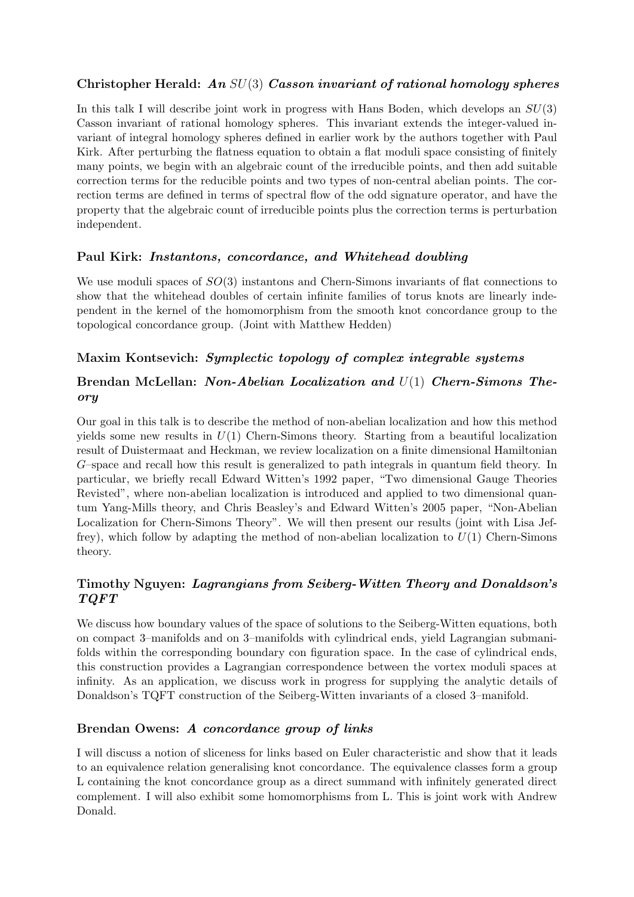### Christopher Herald: *An $SU(3)$ Casson invariant of rational homology spheres*

In this talk I will describe joint work in progress with Hans Boden, which develops an $SU(3)$ Casson invariant of rational homology spheres. This invariant extends the integer-valued invariant of integral homology spheres defined in earlier work by the authors together with Paul Kirk. After perturbing the flatness equation to obtain a flat moduli space consisting of finitely many points, we begin with an algebraic count of the irreducible points, and then add suitable correction terms for the reducible points and two types of non-central abelian points. The correction terms are defined in terms of spectral flow of the odd signature operator, and have the property that the algebraic count of irreducible points plus the correction terms is perturbation independent.

### Paul Kirk: *Instantons, concordance, and Whitehead doubling*

We use moduli spaces of $SO(3)$ instantons and Chern-Simons invariants of flat connections to show that the whitehead doubles of certain infinite families of torus knots are linearly independent in the kernel of the homomorphism from the smooth knot concordance group to the topological concordance group. (Joint with Matthew Hedden)

### Maxim Kontsevich: *Symplectic topology of complex integrable systems*

### Brendan McLellan: *Non-Abelian Localization and $U(1)$ Chern-Simons Theory*

Our goal in this talk is to describe the method of non-abelian localization and how this method yields some new results in $U(1)$ Chern-Simons theory. Starting from a beautiful localization result of Duistermaat and Heckman, we review localization on a finite dimensional Hamiltonian $G$–space and recall how this result is generalized to path integrals in quantum field theory. In particular, we briefly recall Edward Witten's 1992 paper, "Two dimensional Gauge Theories Revisted", where non-abelian localization is introduced and applied to two dimensional quantum Yang-Mills theory, and Chris Beasley's and Edward Witten's 2005 paper, "Non-Abelian Localization for Chern-Simons Theory". We will then present our results (joint with Lisa Jeffrey), which follow by adapting the method of non-abelian localization to $U(1)$ Chern-Simons theory.

### Timothy Nguyen: *Lagrangians from Seiberg-Witten Theory and Donaldson's TQFT*

We discuss how boundary values of the space of solutions to the Seiberg-Witten equations, both on compact 3–manifolds and on 3–manifolds with cylindrical ends, yield Lagrangian submanifolds within the corresponding boundary con figuration space. In the case of cylindrical ends, this construction provides a Lagrangian correspondence between the vortex moduli spaces at infinity. As an application, we discuss work in progress for supplying the analytic details of Donaldson's TQFT construction of the Seiberg-Witten invariants of a closed 3–manifold.

### Brendan Owens: *A concordance group of links*

I will discuss a notion of sliceness for links based on Euler characteristic and show that it leads to an equivalence relation generalising knot concordance. The equivalence classes form a group L containing the knot concordance group as a direct summand with infinitely generated direct complement. I will also exhibit some homomorphisms from L. This is joint work with Andrew Donald.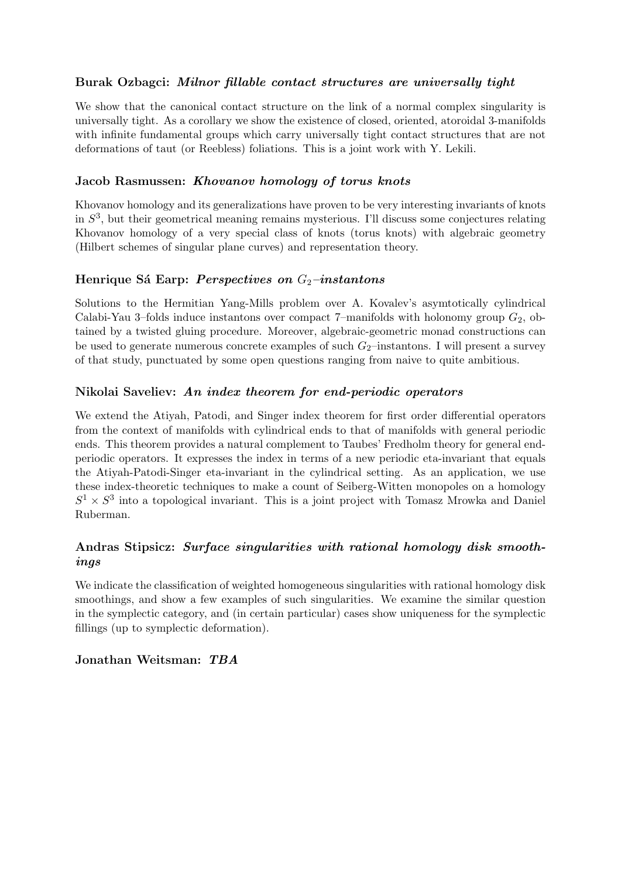### **Burak Ozbagci:** ***Milnor fillable contact structures are universally tight***

We show that the canonical contact structure on the link of a normal complex singularity is universally tight. As a corollary we show the existence of closed, oriented, atoroidal 3-manifolds with infinite fundamental groups which carry universally tight contact structures that are not deformations of taut (or Reebless) foliations. This is a joint work with Y. Lekili.

### **Jacob Rasmussen:** ***Khovanov homology of torus knots***

Khovanov homology and its generalizations have proven to be very interesting invariants of knots in $S^3$, but their geometrical meaning remains mysterious. I'll discuss some conjectures relating Khovanov homology of a very special class of knots (torus knots) with algebraic geometry (Hilbert schemes of singular plane curves) and representation theory.

### **Henrique Sá Earp:** ***Perspectives on $G_2$–instantons***

Solutions to the Hermitian Yang-Mills problem over A. Kovalev's asymtotically cylindrical Calabi-Yau 3–folds induce instantons over compact 7–manifolds with holonomy group $G_2$, obtained by a twisted gluing procedure. Moreover, algebraic-geometric monad constructions can be used to generate numerous concrete examples of such $G_2$–instantons. I will present a survey of that study, punctuated by some open questions ranging from naive to quite ambitious.

### **Nikolai Saveliev:** ***An index theorem for end-periodic operators***

We extend the Atiyah, Patodi, and Singer index theorem for first order differential operators from the context of manifolds with cylindrical ends to that of manifolds with general periodic ends. This theorem provides a natural complement to Taubes' Fredholm theory for general end-periodic operators. It expresses the index in terms of a new periodic eta-invariant that equals the Atiyah-Patodi-Singer eta-invariant in the cylindrical setting. As an application, we use these index-theoretic techniques to make a count of Seiberg-Witten monopoles on a homology $S^1 \times S^3$ into a topological invariant. This is a joint project with Tomasz Mrowka and Daniel Ruberman.

### **Andras Stipsicz:** ***Surface singularities with rational homology disk smoothings***

We indicate the classification of weighted homogeneous singularities with rational homology disk smoothings, and show a few examples of such singularities. We examine the similar question in the symplectic category, and (in certain particular) cases show uniqueness for the symplectic fillings (up to symplectic deformation).

### **Jonathan Weitsman:** ***TBA***